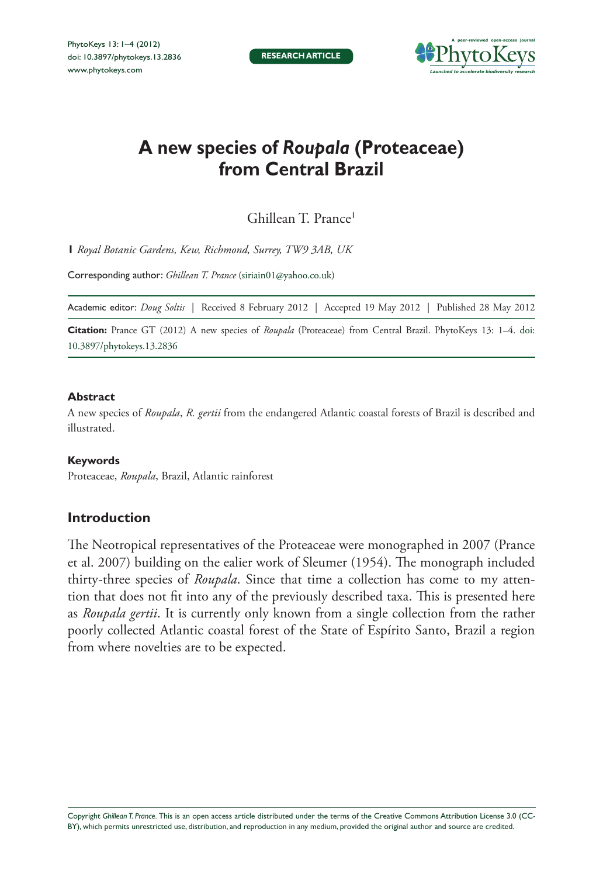# A new species of *Roupala* (Proteaceae) from Central Brazil

Ghillean T. Prance[1]

**1** *Royal Botanic Gardens, Kew, Richmond, Surrey, TW9 3AB, UK*

Corresponding author: *Ghillean T. Prance* (siriain01@yahoo.co.uk)

Academic editor: *Doug Soltis* | Received 8 February 2012 | Accepted 19 May 2012 | Published 28 May 2012

**Citation:** Prance GT (2012) A new species of *Roupala* (Proteaceae) from Central Brazil. PhytoKeys 13: 1–4. doi: 10.3897/phytokeys.13.2836

### Abstract

A new species of *Roupala*, *R. gertii* from the endangered Atlantic coastal forests of Brazil is described and illustrated.

### Keywords

Proteaceae, *Roupala*, Brazil, Atlantic rainforest

## Introduction

The Neotropical representatives of the Proteaceae were monographed in 2007 (Prance et al. 2007) building on the ealier work of Sleumer (1954). The monograph included thirty-three species of *Roupala*. Since that time a collection has come to my attention that does not fit into any of the previously described taxa. This is presented here as *Roupala gertii*. It is currently only known from a single collection from the rather poorly collected Atlantic coastal forest of the State of Espírito Santo, Brazil a region from where novelties are to be expected.

Copyright *Ghillean T. Prance*. This is an open access article distributed under the terms of the Creative Commons Attribution License 3.0 (CC-BY), which permits unrestricted use, distribution, and reproduction in any medium, provided the original author and source are credited.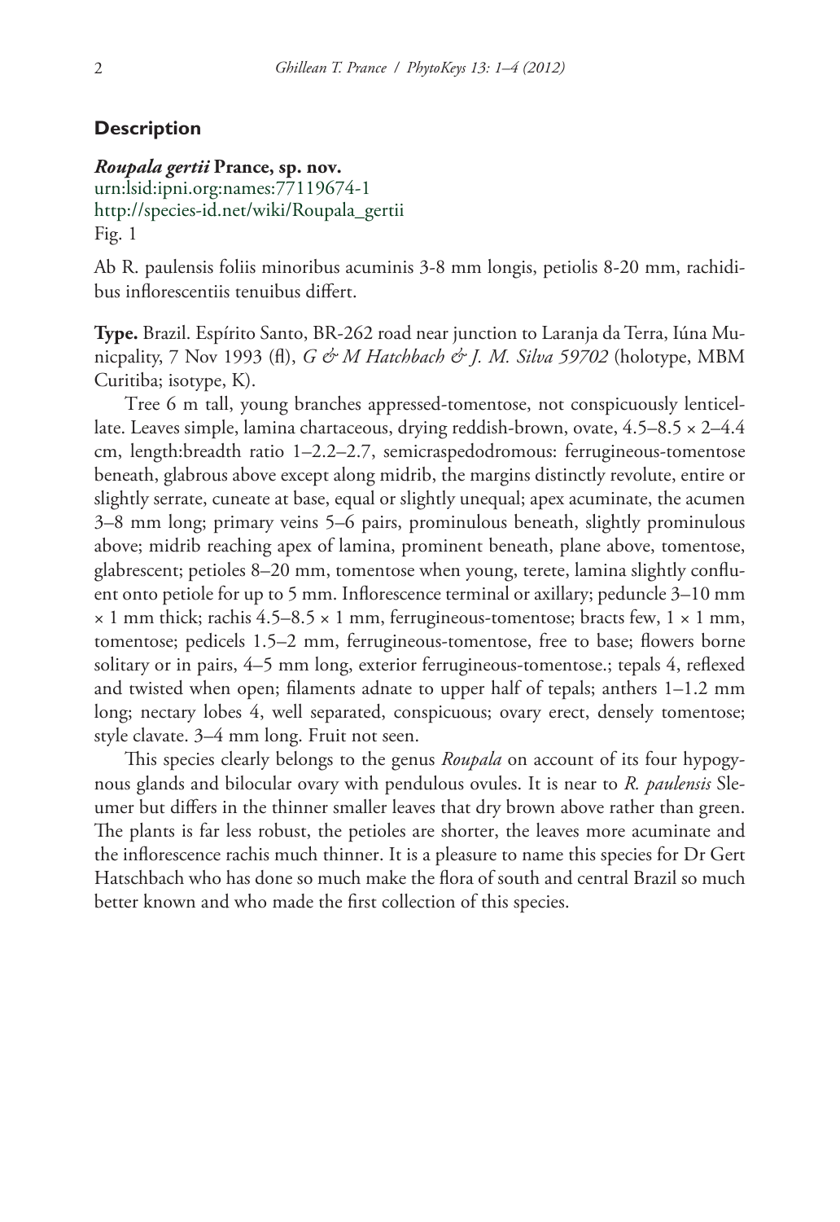## Description

***Roupala gertii* Prance, sp. nov.**
urn:lsid:ipni.org:names:77119674-1
http://species-id.net/wiki/Roupala_gertii
Fig. 1

Ab R. paulensis foliis minoribus acuminis 3-8 mm longis, petiolis 8-20 mm, rachidibus inflorescentiis tenuibus differt.

**Type.** Brazil. Espírito Santo, BR-262 road near junction to Laranja da Terra, Iúna Municpality, 7 Nov 1993 (fl), *G & M Hatchbach & J. M. Silva 59702* (holotype, MBM Curitiba; isotype, K).

Tree 6 m tall, young branches appressed-tomentose, not conspicuously lenticellate. Leaves simple, lamina chartaceous, drying reddish-brown, ovate, 4.5–8.5 × 2–4.4 cm, length:breadth ratio 1–2.2–2.7, semicraspedodromous: ferrugineous-tomentose beneath, glabrous above except along midrib, the margins distinctly revolute, entire or slightly serrate, cuneate at base, equal or slightly unequal; apex acuminate, the acumen 3–8 mm long; primary veins 5–6 pairs, prominulous beneath, slightly prominulous above; midrib reaching apex of lamina, prominent beneath, plane above, tomentose, glabrescent; petioles 8–20 mm, tomentose when young, terete, lamina slightly confluent onto petiole for up to 5 mm. Inflorescence terminal or axillary; peduncle 3–10 mm × 1 mm thick; rachis 4.5–8.5 × 1 mm, ferrugineous-tomentose; bracts few, 1 × 1 mm, tomentose; pedicels 1.5–2 mm, ferrugineous-tomentose, free to base; flowers borne solitary or in pairs, 4–5 mm long, exterior ferrugineous-tomentose.; tepals 4, reflexed and twisted when open; filaments adnate to upper half of tepals; anthers 1–1.2 mm long; nectary lobes 4, well separated, conspicuous; ovary erect, densely tomentose; style clavate. 3–4 mm long. Fruit not seen.

This species clearly belongs to the genus *Roupala* on account of its four hypogynous glands and bilocular ovary with pendulous ovules. It is near to *R. paulensis* Sleumer but differs in the thinner smaller leaves that dry brown above rather than green. The plants is far less robust, the petioles are shorter, the leaves more acuminate and the inflorescence rachis much thinner. It is a pleasure to name this species for Dr Gert Hatschbach who has done so much make the flora of south and central Brazil so much better known and who made the first collection of this species.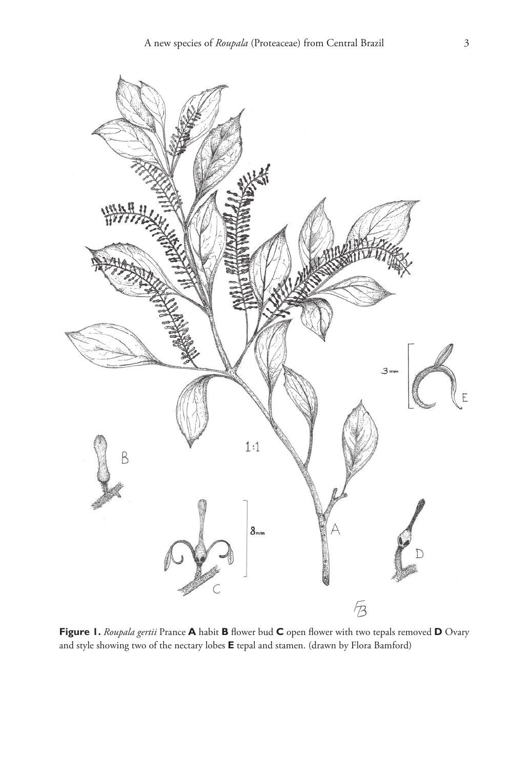**Figure 1.** *Roupala gertii* Prance **A** habit **B** flower bud **C** open flower with two tepals removed **D** Ovary and style showing two of the nectary lobes **E** tepal and stamen. (drawn by Flora Bamford)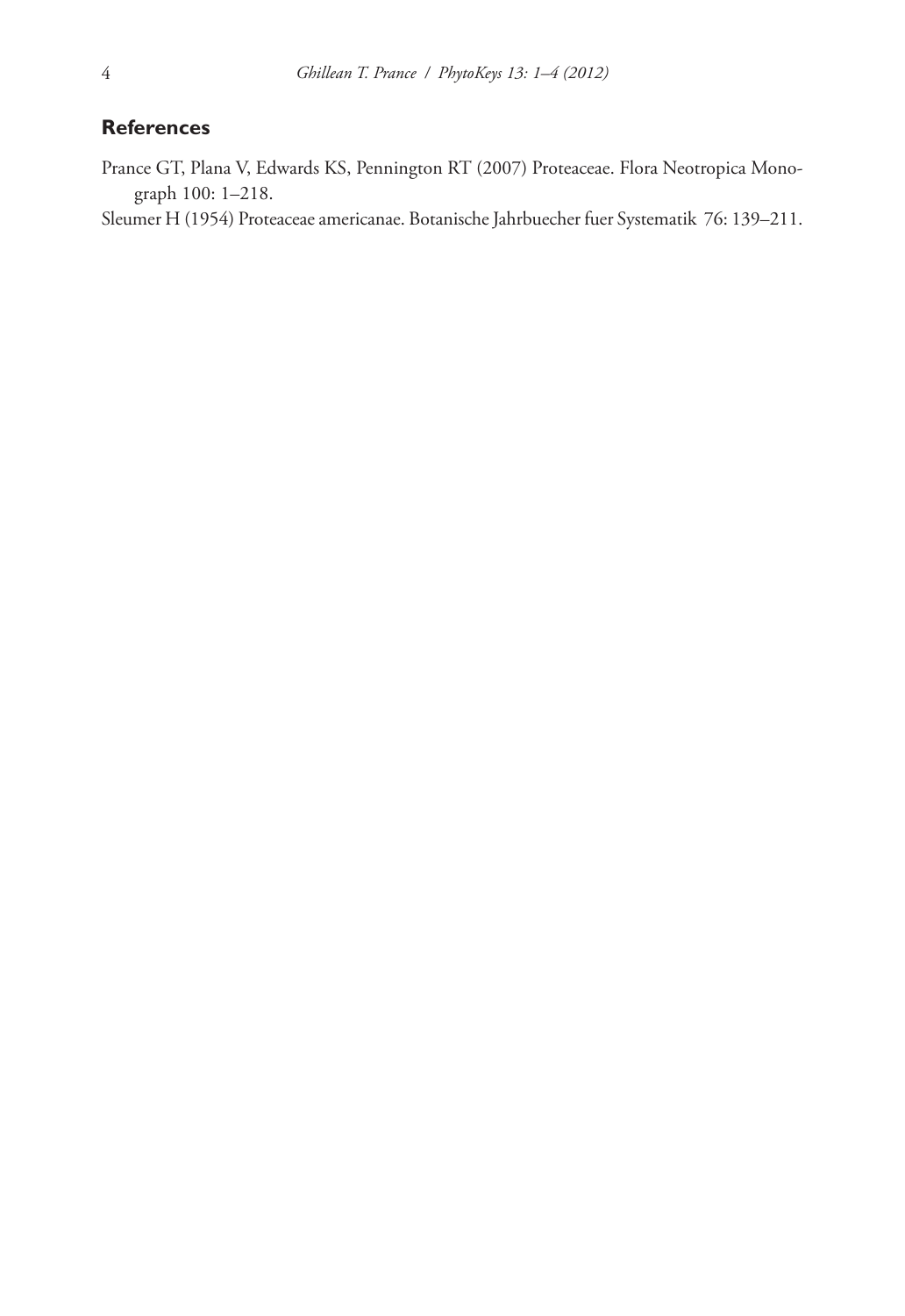## References

Prance GT, Plana V, Edwards KS, Pennington RT (2007) Proteaceae. Flora Neotropica Monograph 100: 1–218.

Sleumer H (1954) Proteaceae americanae. Botanische Jahrbuecher fuer Systematik 76: 139–211.